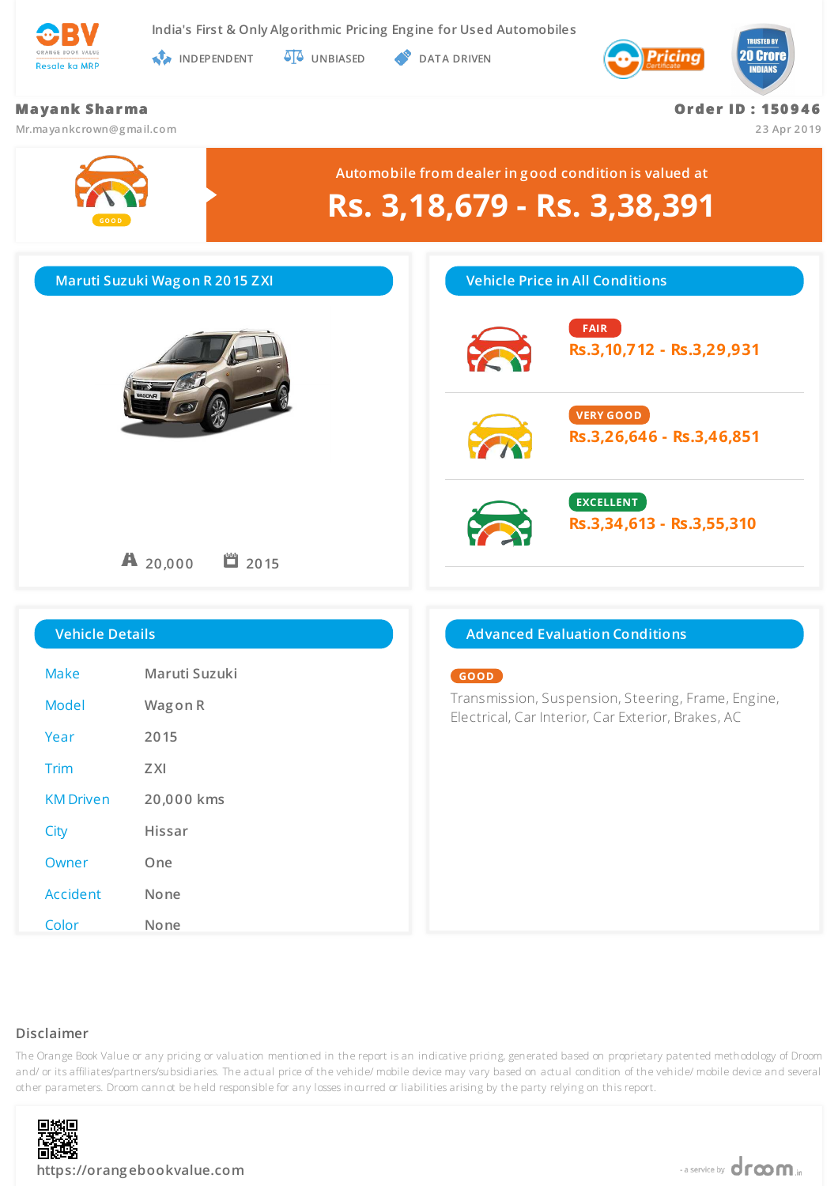OBV
ORANGE BOOK VALUE
Resale ka MRP

India's First & Only Algorithmic Pricing Engine for Used Automobiles

INDEPENDENT | UNBIASED | DATA DRIVEN

Pricing Certificate

TRUSTED BY 20 Crore INDIANS

**Mayank Sharma**
Mr.mayankcrown@gmail.com

**Order ID : 150946**
23 Apr 2019

GOOD

Automobile from dealer in good condition is valued at

# Rs. 3,18,679 - Rs. 3,38,391

## Maruti Suzuki Wagon R 2015 ZXI

20,000 | 2015

## Vehicle Price in All Conditions

| Condition | Price |
|---|---|
| FAIR | Rs.3,10,712 - Rs.3,29,931 |
| VERY GOOD | Rs.3,26,646 - Rs.3,46,851 |
| EXCELLENT | Rs.3,34,613 - Rs.3,55,310 |

## Vehicle Details

| | |
|---|---|
| Make | Maruti Suzuki |
| Model | Wagon R |
| Year | 2015 |
| Trim | ZXI |
| KM Driven | 20,000 kms |
| City | Hissar |
| Owner | One |
| Accident | None |
| Color | None |

## Advanced Evaluation Conditions

GOOD

Transmission, Suspension, Steering, Frame, Engine, Electrical, Car Interior, Car Exterior, Brakes, AC

## Disclaimer

The Orange Book Value or any pricing or valuation mentioned in the report is an indicative pricing, generated based on proprietary patented methodology of Droom and/ or its affiliates/partners/subsidiaries. The actual price of the vehicle/ mobile device may vary based on actual condition of the vehicle/ mobile device and several other parameters. Droom cannot be held responsible for any losses incurred or liabilities arising by the party relying on this report.

https://orangebookvalue.com

- a service by droom.in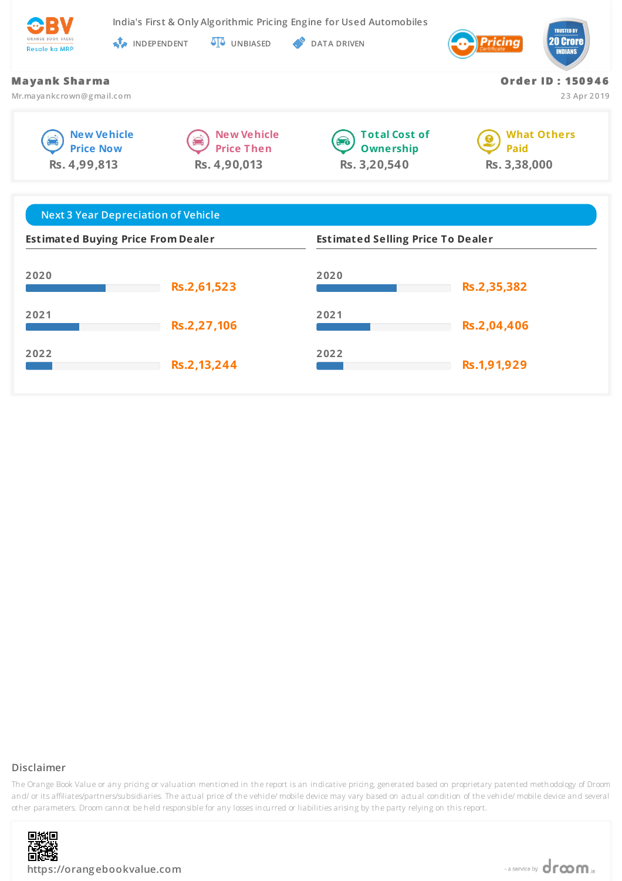India's First & Only Algorithmic Pricing Engine for Used Automobiles

INDEPENDENT | UNBIASED | DATA DRIVEN

**Mayank Sharma**
Mr.mayankcrown@gmail.com

**Order ID : 150946**
23 Apr 2019

| New Vehicle Price Now | New Vehicle Price Then | Total Cost of Ownership | What Others Paid |
|---|---|---|---|
| Rs. 4,99,813 | Rs. 4,90,013 | Rs. 3,20,540 | Rs. 3,38,000 |

## Next 3 Year Depreciation of Vehicle

| Year | Estimated Buying Price From Dealer | Estimated Selling Price To Dealer |
|---|---|---|
| 2020 | Rs.2,61,523 | Rs.2,35,382 |
| 2021 | Rs.2,27,106 | Rs.2,04,406 |
| 2022 | Rs.2,13,244 | Rs.1,91,929 |

### Disclaimer

The Orange Book Value or any pricing or valuation mentioned in the report is an indicative pricing, generated based on proprietary patented methodology of Droom and/ or its affiliates/partners/subsidiaries. The actual price of the vehicle/ mobile device may vary based on actual condition of the vehicle/ mobile device and several other parameters. Droom cannot be held responsible for any losses incurred or liabilities arising by the party relying on this report.

https://orangebookvalue.com

- a service by droom.in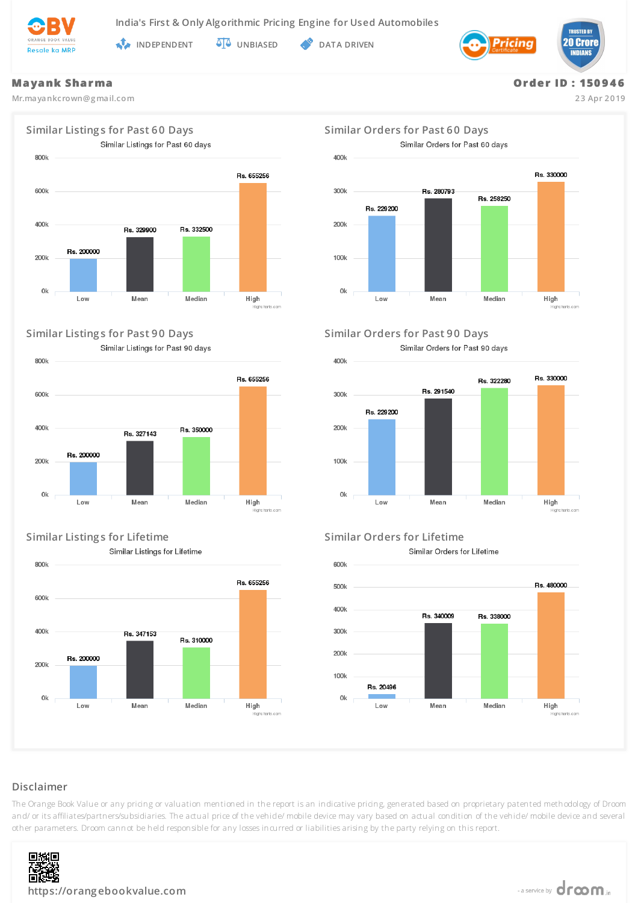India's First & Only Algorithmic Pricing Engine for Used Automobiles

INDEPENDENT | UNBIASED | DATA DRIVEN

**Mayank Sharma**
Mr.mayankcrown@gmail.com

**Order ID : 150946**
23 Apr 2019

## Similar Listings for Past 60 Days

| | Low | Mean | Median | High |
|---|---|---|---|---|
| Similar Listings for Past 60 days | Rs. 200000 | Rs. 329900 | Rs. 332500 | Rs. 655256 |

## Similar Orders for Past 60 Days

| | Low | Mean | Median | High |
|---|---|---|---|---|
| Similar Orders for Past 60 days | Rs. 229200 | Rs. 280793 | Rs. 258250 | Rs. 330000 |

## Similar Listings for Past 90 Days

| | Low | Mean | Median | High |
|---|---|---|---|---|
| Similar Listings for Past 90 days | Rs. 200000 | Rs. 327143 | Rs. 350000 | Rs. 655256 |

## Similar Orders for Past 90 Days

| | Low | Mean | Median | High |
|---|---|---|---|---|
| Similar Orders for Past 90 days | Rs. 229200 | Rs. 291540 | Rs. 322280 | Rs. 330000 |

## Similar Listings for Lifetime

| | Low | Mean | Median | High |
|---|---|---|---|---|
| Similar Listings for Lifetime | Rs. 200000 | Rs. 347153 | Rs. 310000 | Rs. 655256 |

## Similar Orders for Lifetime

| | Low | Mean | Median | High |
|---|---|---|---|---|
| Similar Orders for Lifetime | Rs. 20496 | Rs. 340009 | Rs. 338000 | Rs. 480000 |

## Disclaimer

The Orange Book Value or any pricing or valuation mentioned in the report is an indicative pricing, generated based on proprietary patented methodology of Droom and/ or its affiliates/partners/subsidiaries. The actual price of the vehicle/ mobile device may vary based on actual condition of the vehicle/ mobile device and several other parameters. Droom cannot be held responsible for any losses incurred or liabilities arising by the party relying on this report.

https://orangebookvalue.com

- a service by droom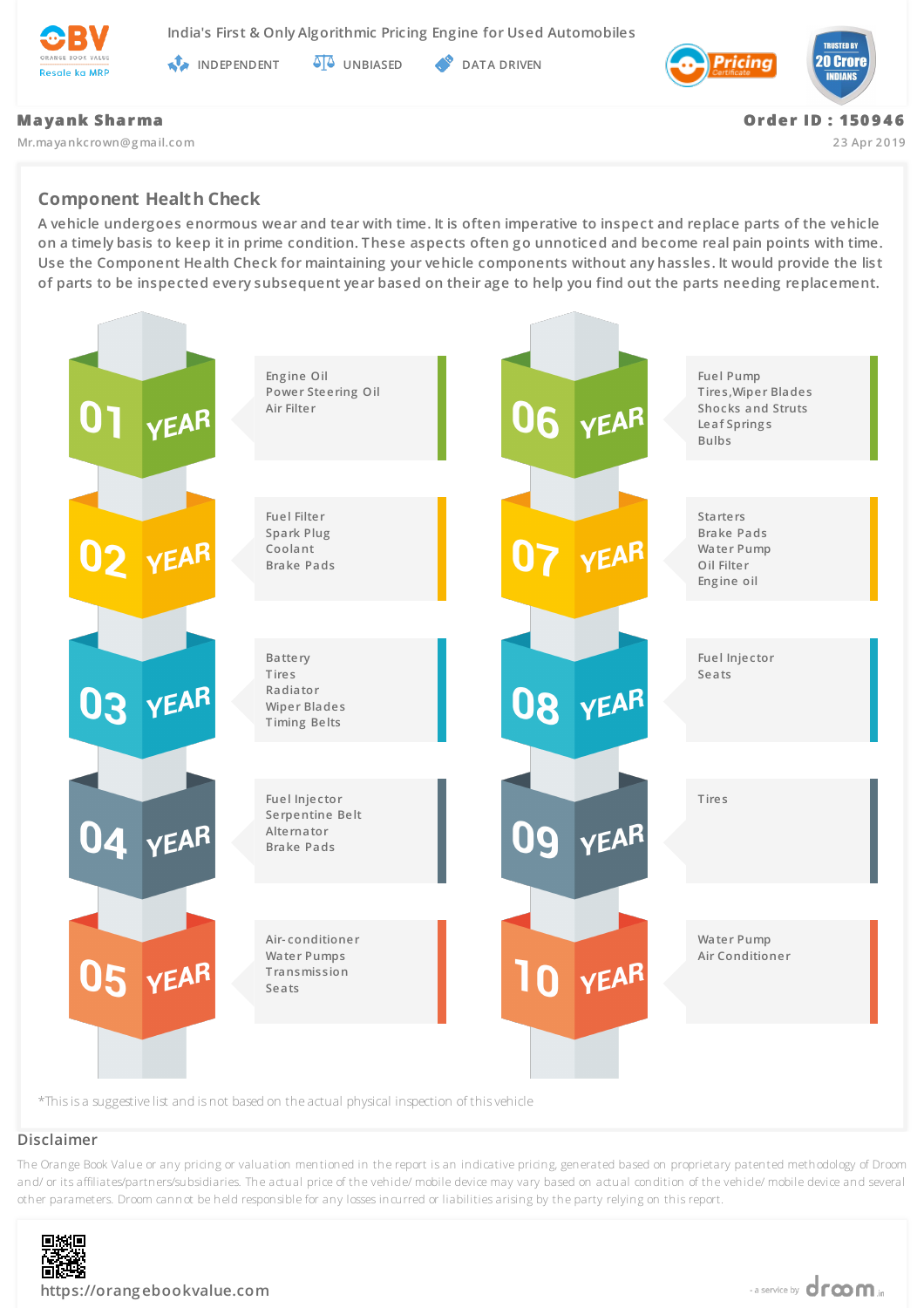India's First & Only Algorithmic Pricing Engine for Used Automobiles

INDEPENDENT · UNBIASED · DATA DRIVEN

**Mayank Sharma**
Mr.mayankcrown@gmail.com

**Order ID : 150946**
23 Apr 2019

## Component Health Check

A vehicle undergoes enormous wear and tear with time. It is often imperative to inspect and replace parts of the vehicle on a timely basis to keep it in prime condition. These aspects often go unnoticed and become real pain points with time. Use the Component Health Check for maintaining your vehicle components without any hassles. It would provide the list of parts to be inspected every subsequent year based on their age to help you find out the parts needing replacement.

**01 YEAR**
- Engine Oil
- Power Steering Oil
- Air Filter

**02 YEAR**
- Fuel Filter
- Spark Plug
- Coolant
- Brake Pads

**03 YEAR**
- Battery
- Tires
- Radiator
- Wiper Blades
- Timing Belts

**04 YEAR**
- Fuel Injector
- Serpentine Belt
- Alternator
- Brake Pads

**05 YEAR**
- Air-conditioner
- Water Pumps
- Transmission
- Seats

**06 YEAR**
- Fuel Pump
- Tires,Wiper Blades
- Shocks and Struts
- Leaf Springs
- Bulbs

**07 YEAR**
- Starters
- Brake Pads
- Water Pump
- Oil Filter
- Engine oil

**08 YEAR**
- Fuel Injector
- Seats

**09 YEAR**
- Tires

**10 YEAR**
- Water Pump
- Air Conditioner

*This is a suggestive list and is not based on the actual physical inspection of this vehicle

## Disclaimer

The Orange Book Value or any pricing or valuation mentioned in the report is an indicative pricing, generated based on proprietary patented methodology of Droom and/ or its affiliates/partners/subsidiaries. The actual price of the vehicle/ mobile device may vary based on actual condition of the vehicle/ mobile device and several other parameters. Droom cannot be held responsible for any losses incurred or liabilities arising by the party relying on this report.

https://orangebookvalue.com

- a service by droom.in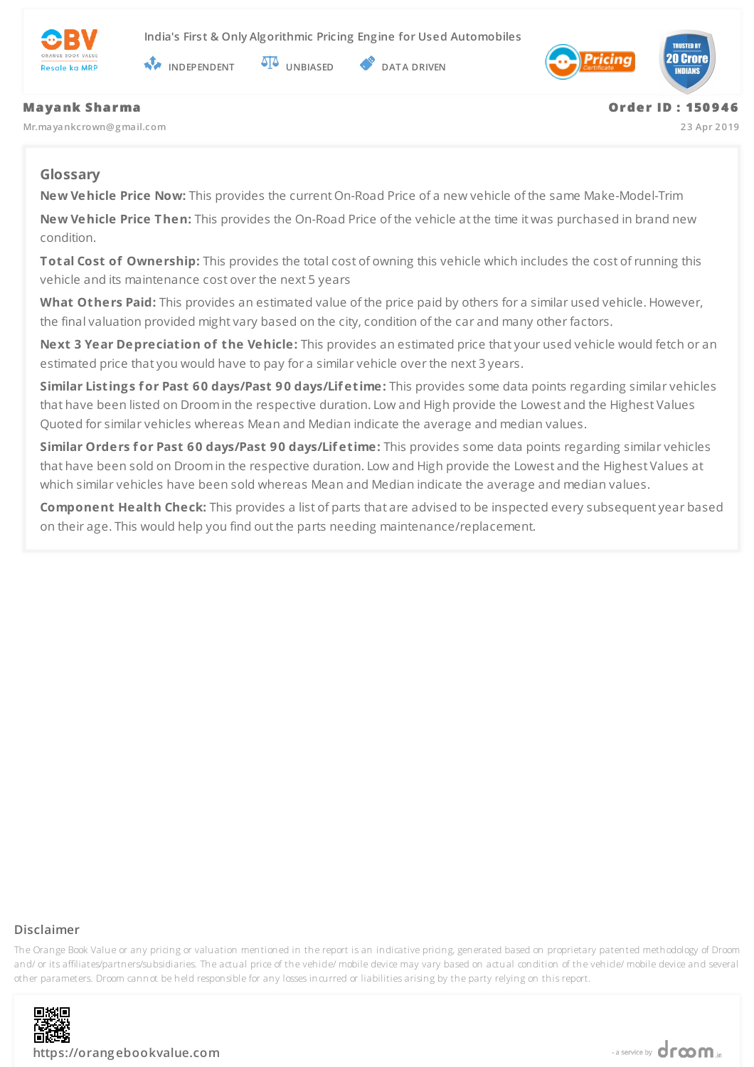**Mayank Sharma** | **Order ID : 150946**

Mr.mayankcrown@gmail.com | 23 Apr 2019

## Glossary

**New Vehicle Price Now:** This provides the current On-Road Price of a new vehicle of the same Make-Model-Trim

**New Vehicle Price Then:** This provides the On-Road Price of the vehicle at the time it was purchased in brand new condition.

**Total Cost of Ownership:** This provides the total cost of owning this vehicle which includes the cost of running this vehicle and its maintenance cost over the next 5 years

**What Others Paid:** This provides an estimated value of the price paid by others for a similar used vehicle. However, the final valuation provided might vary based on the city, condition of the car and many other factors.

**Next 3 Year Depreciation of the Vehicle:** This provides an estimated price that your used vehicle would fetch or an estimated price that you would have to pay for a similar vehicle over the next 3 years.

**Similar Listings for Past 60 days/Past 90 days/Lifetime:** This provides some data points regarding similar vehicles that have been listed on Droom in the respective duration. Low and High provide the Lowest and the Highest Values Quoted for similar vehicles whereas Mean and Median indicate the average and median values.

**Similar Orders for Past 60 days/Past 90 days/Lifetime:** This provides some data points regarding similar vehicles that have been sold on Droom in the respective duration. Low and High provide the Lowest and the Highest Values at which similar vehicles have been sold whereas Mean and Median indicate the average and median values.

**Component Health Check:** This provides a list of parts that are advised to be inspected every subsequent year based on their age. This would help you find out the parts needing maintenance/replacement.

## Disclaimer

The Orange Book Value or any pricing or valuation mentioned in the report is an indicative pricing, generated based on proprietary patented methodology of Droom and/ or its affiliates/partners/subsidiaries. The actual price of the vehicle/ mobile device may vary based on actual condition of the vehicle/ mobile device and several other parameters. Droom cannot be held responsible for any losses incurred or liabilities arising by the party relying on this report.

https://orangebookvalue.com